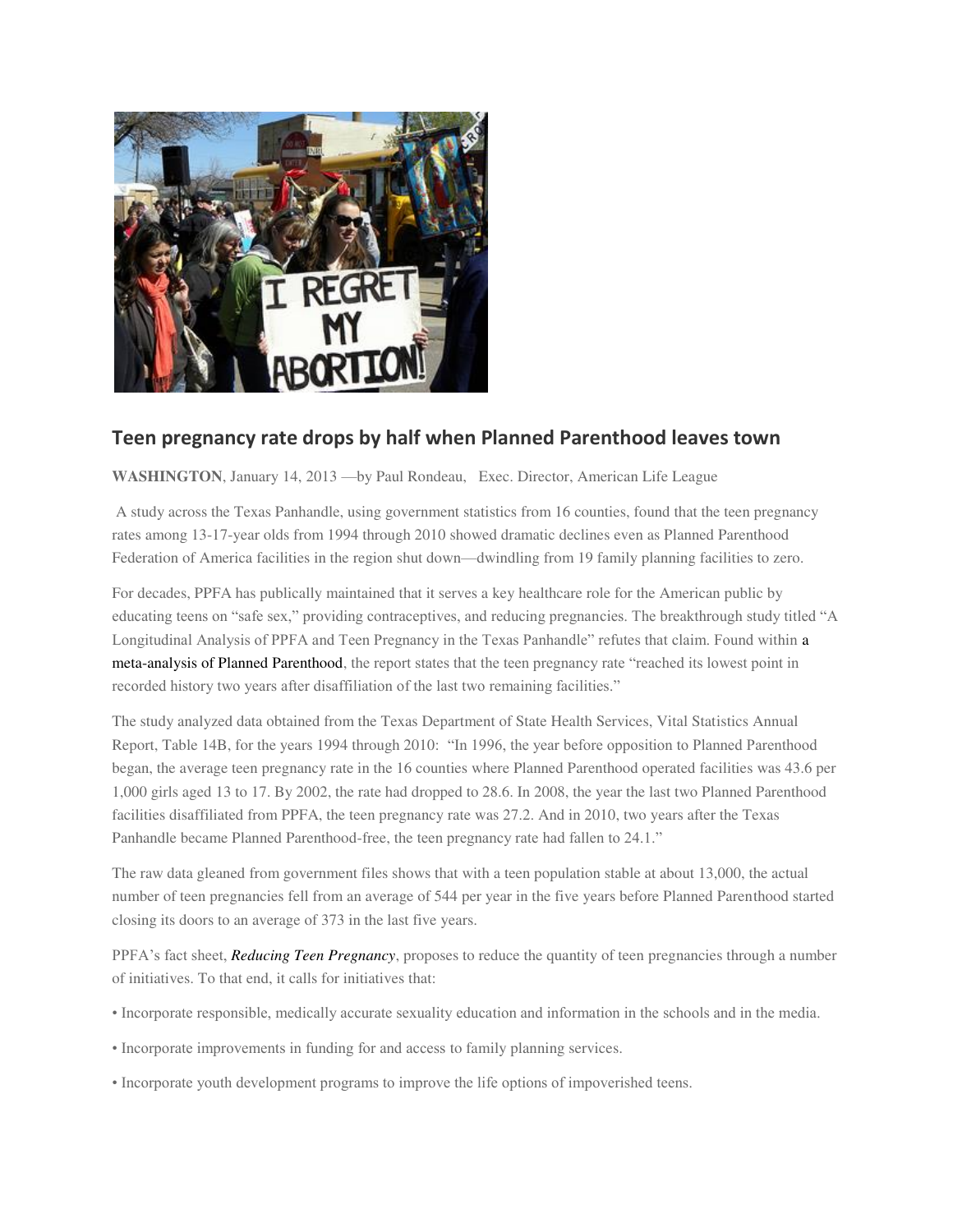## Teen pregnancy rate drops by half when Planned Parenthood leaves town

**WASHINGTON**, January 14, 2013 —by Paul Rondeau, Exec. Director, American Life League

A study across the Texas Panhandle, using government statistics from 16 counties, found that the teen pregnancy rates among 13-17-year olds from 1994 through 2010 showed dramatic declines even as Planned Parenthood Federation of America facilities in the region shut down—dwindling from 19 family planning facilities to zero.

For decades, PPFA has publically maintained that it serves a key healthcare role for the American public by educating teens on "safe sex," providing contraceptives, and reducing pregnancies. The breakthrough study titled "A Longitudinal Analysis of PPFA and Teen Pregnancy in the Texas Panhandle" refutes that claim. Found within a meta-analysis of Planned Parenthood, the report states that the teen pregnancy rate "reached its lowest point in recorded history two years after disaffiliation of the last two remaining facilities."

The study analyzed data obtained from the Texas Department of State Health Services, Vital Statistics Annual Report, Table 14B, for the years 1994 through 2010: "In 1996, the year before opposition to Planned Parenthood began, the average teen pregnancy rate in the 16 counties where Planned Parenthood operated facilities was 43.6 per 1,000 girls aged 13 to 17. By 2002, the rate had dropped to 28.6. In 2008, the year the last two Planned Parenthood facilities disaffiliated from PPFA, the teen pregnancy rate was 27.2. And in 2010, two years after the Texas Panhandle became Planned Parenthood-free, the teen pregnancy rate had fallen to 24.1."

The raw data gleaned from government files shows that with a teen population stable at about 13,000, the actual number of teen pregnancies fell from an average of 544 per year in the five years before Planned Parenthood started closing its doors to an average of 373 in the last five years.

PPFA's fact sheet, ***Reducing Teen Pregnancy***, proposes to reduce the quantity of teen pregnancies through a number of initiatives. To that end, it calls for initiatives that:

- Incorporate responsible, medically accurate sexuality education and information in the schools and in the media.
- Incorporate improvements in funding for and access to family planning services.
- Incorporate youth development programs to improve the life options of impoverished teens.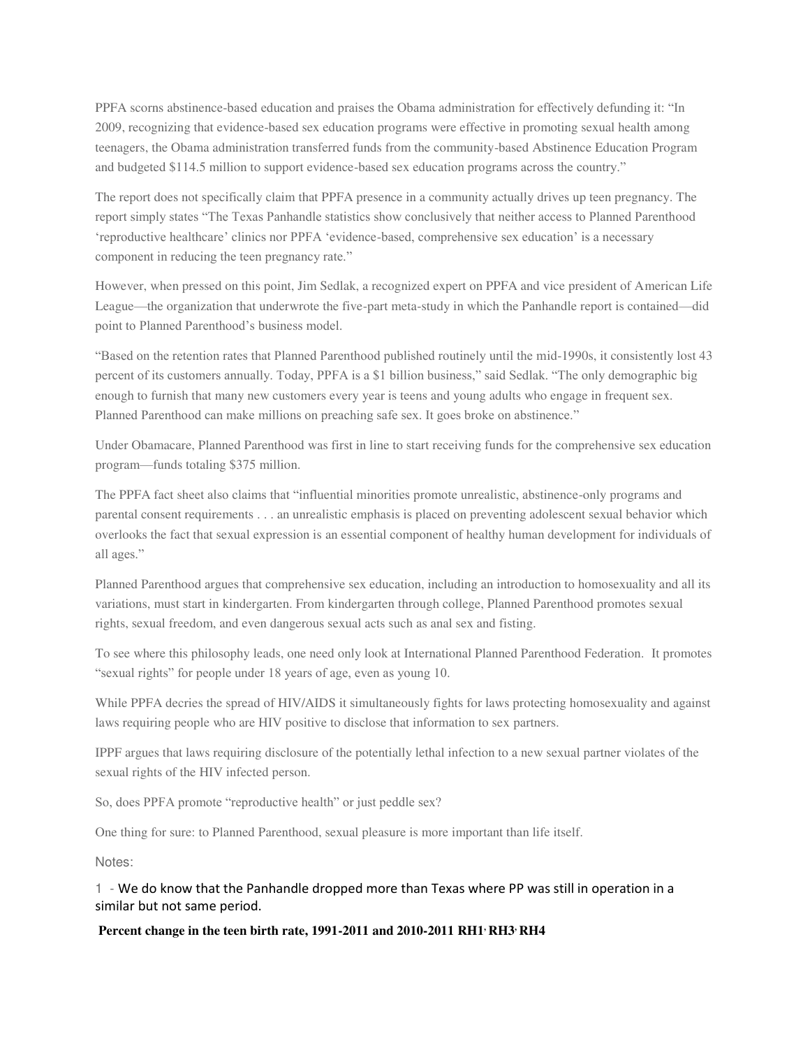PPFA scorns abstinence-based education and praises the Obama administration for effectively defunding it: "In 2009, recognizing that evidence-based sex education programs were effective in promoting sexual health among teenagers, the Obama administration transferred funds from the community-based Abstinence Education Program and budgeted $114.5 million to support evidence-based sex education programs across the country."

The report does not specifically claim that PPFA presence in a community actually drives up teen pregnancy. The report simply states "The Texas Panhandle statistics show conclusively that neither access to Planned Parenthood 'reproductive healthcare' clinics nor PPFA 'evidence-based, comprehensive sex education' is a necessary component in reducing the teen pregnancy rate."

However, when pressed on this point, Jim Sedlak, a recognized expert on PPFA and vice president of American Life League—the organization that underwrote the five-part meta-study in which the Panhandle report is contained—did point to Planned Parenthood's business model.

"Based on the retention rates that Planned Parenthood published routinely until the mid-1990s, it consistently lost 43 percent of its customers annually. Today, PPFA is a $1 billion business," said Sedlak. "The only demographic big enough to furnish that many new customers every year is teens and young adults who engage in frequent sex. Planned Parenthood can make millions on preaching safe sex. It goes broke on abstinence."

Under Obamacare, Planned Parenthood was first in line to start receiving funds for the comprehensive sex education program—funds totaling $375 million.

The PPFA fact sheet also claims that "influential minorities promote unrealistic, abstinence-only programs and parental consent requirements . . . an unrealistic emphasis is placed on preventing adolescent sexual behavior which overlooks the fact that sexual expression is an essential component of healthy human development for individuals of all ages."

Planned Parenthood argues that comprehensive sex education, including an introduction to homosexuality and all its variations, must start in kindergarten. From kindergarten through college, Planned Parenthood promotes sexual rights, sexual freedom, and even dangerous sexual acts such as anal sex and fisting.

To see where this philosophy leads, one need only look at International Planned Parenthood Federation. It promotes "sexual rights" for people under 18 years of age, even as young 10.

While PPFA decries the spread of HIV/AIDS it simultaneously fights for laws protecting homosexuality and against laws requiring people who are HIV positive to disclose that information to sex partners.

IPPF argues that laws requiring disclosure of the potentially lethal infection to a new sexual partner violates of the sexual rights of the HIV infected person.

So, does PPFA promote "reproductive health" or just peddle sex?

One thing for sure: to Planned Parenthood, sexual pleasure is more important than life itself.

Notes:

1 - We do know that the Panhandle dropped more than Texas where PP was still in operation in a similar but not same period.

**Percent change in the teen birth rate, 1991-2011 and 2010-2011 RH1, RH3, RH4**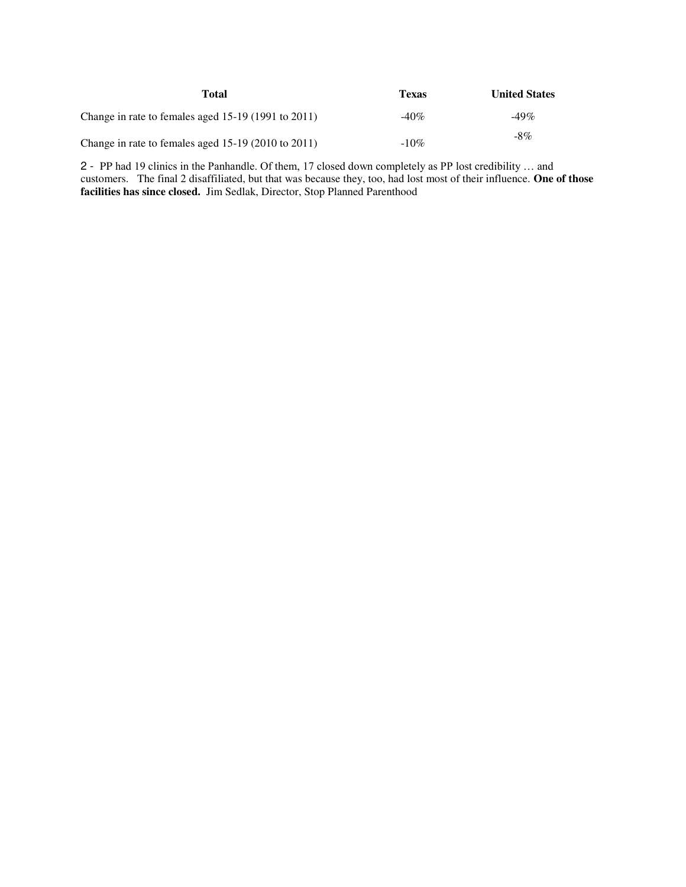| Total | Texas | United States |
| --- | --- | --- |
| Change in rate to females aged 15-19 (1991 to 2011) | -40% | -49% |
| Change in rate to females aged 15-19 (2010 to 2011) | -10% | -8% |

2 - PP had 19 clinics in the Panhandle. Of them, 17 closed down completely as PP lost credibility … and customers. The final 2 disaffiliated, but that was because they, too, had lost most of their influence. **One of those facilities has since closed.** Jim Sedlak, Director, Stop Planned Parenthood